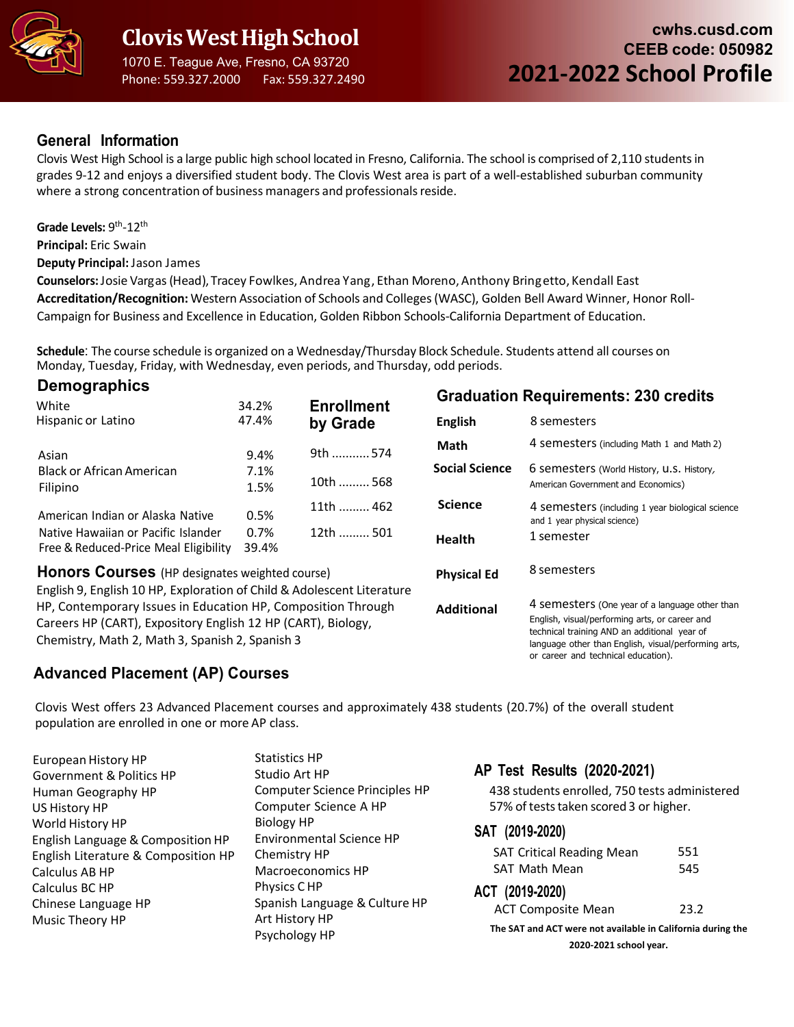# Clovis West High School

1070 E. Teague Ave, Fresno, CA 93720
Phone: 559.327.2000 Fax: 559.327.2490

cwhs.cusd.com
CEEB code: 050982

# 2021-2022 School Profile

## General Information

Clovis West High School is a large public high school located in Fresno, California. The school is comprised of 2,110 students in grades 9-12 and enjoys a diversified student body. The Clovis West area is part of a well-established suburban community where a strong concentration of business managers and professionals reside.

**Grade Levels:** 9th-12th
**Principal:** Eric Swain
**Deputy Principal:** Jason James
**Counselors:** Josie Vargas (Head), Tracey Fowlkes, Andrea Yang, Ethan Moreno, Anthony Bringetto, Kendall East
**Accreditation/Recognition:** Western Association of Schools and Colleges (WASC), Golden Bell Award Winner, Honor Roll-Campaign for Business and Excellence in Education, Golden Ribbon Schools-California Department of Education.

**Schedule**: The course schedule is organized on a Wednesday/Thursday Block Schedule. Students attend all courses on Monday, Tuesday, Friday, with Wednesday, even periods, and Thursday, odd periods.

## Demographics

| | |
|---|---|
| White | 34.2% |
| Hispanic or Latino | 47.4% |
| Asian | 9.4% |
| Black or African American | 7.1% |
| Filipino | 1.5% |
| American Indian or Alaska Native | 0.5% |
| Native Hawaiian or Pacific Islander | 0.7% |
| Free & Reduced-Price Meal Eligibility | 39.4% |

## Enrollment by Grade

| | |
|---|---|
| 9th | 574 |
| 10th | 568 |
| 11th | 462 |
| 12th | 501 |

## Graduation Requirements: 230 credits

| | |
|---|---|
| **English** | 8 semesters |
| **Math** | 4 semesters (including Math 1 and Math 2) |
| **Social Science** | 6 semesters (World History, U.S. History, American Government and Economics) |
| **Science** | 4 semesters (including 1 year biological science and 1 year physical science) |
| **Health** | 1 semester |
| **Physical Ed** | 8 semesters |
| **Additional** | 4 semesters (One year of a language other than English, visual/performing arts, or career and technical training AND an additional year of language other than English, visual/performing arts, or career and technical education). |

## Honors Courses (HP designates weighted course)

English 9, English 10 HP, Exploration of Child & Adolescent Literature HP, Contemporary Issues in Education HP, Composition Through Careers HP (CART), Expository English 12 HP (CART), Biology, Chemistry, Math 2, Math 3, Spanish 2, Spanish 3

## Advanced Placement (AP) Courses

Clovis West offers 23 Advanced Placement courses and approximately 438 students (20.7%) of the overall student population are enrolled in one or more AP class.

- European History HP
- Government & Politics HP
- Human Geography HP
- US History HP
- World History HP
- English Language & Composition HP
- English Literature & Composition HP
- Calculus AB HP
- Calculus BC HP
- Chinese Language HP
- Music Theory HP
- Statistics HP
- Studio Art HP
- Computer Science Principles HP
- Computer Science A HP
- Biology HP
- Environmental Science HP
- Chemistry HP
- Macroeconomics HP
- Physics C HP
- Spanish Language & Culture HP
- Art History HP
- Psychology HP

## AP Test Results (2020-2021)

438 students enrolled, 750 tests administered
57% of tests taken scored 3 or higher.

## SAT (2019-2020)

| | |
|---|---|
| SAT Critical Reading Mean | 551 |
| SAT Math Mean | 545 |

## ACT (2019-2020)

| | |
|---|---|
| ACT Composite Mean | 23.2 |

**The SAT and ACT were not available in California during the 2020-2021 school year.**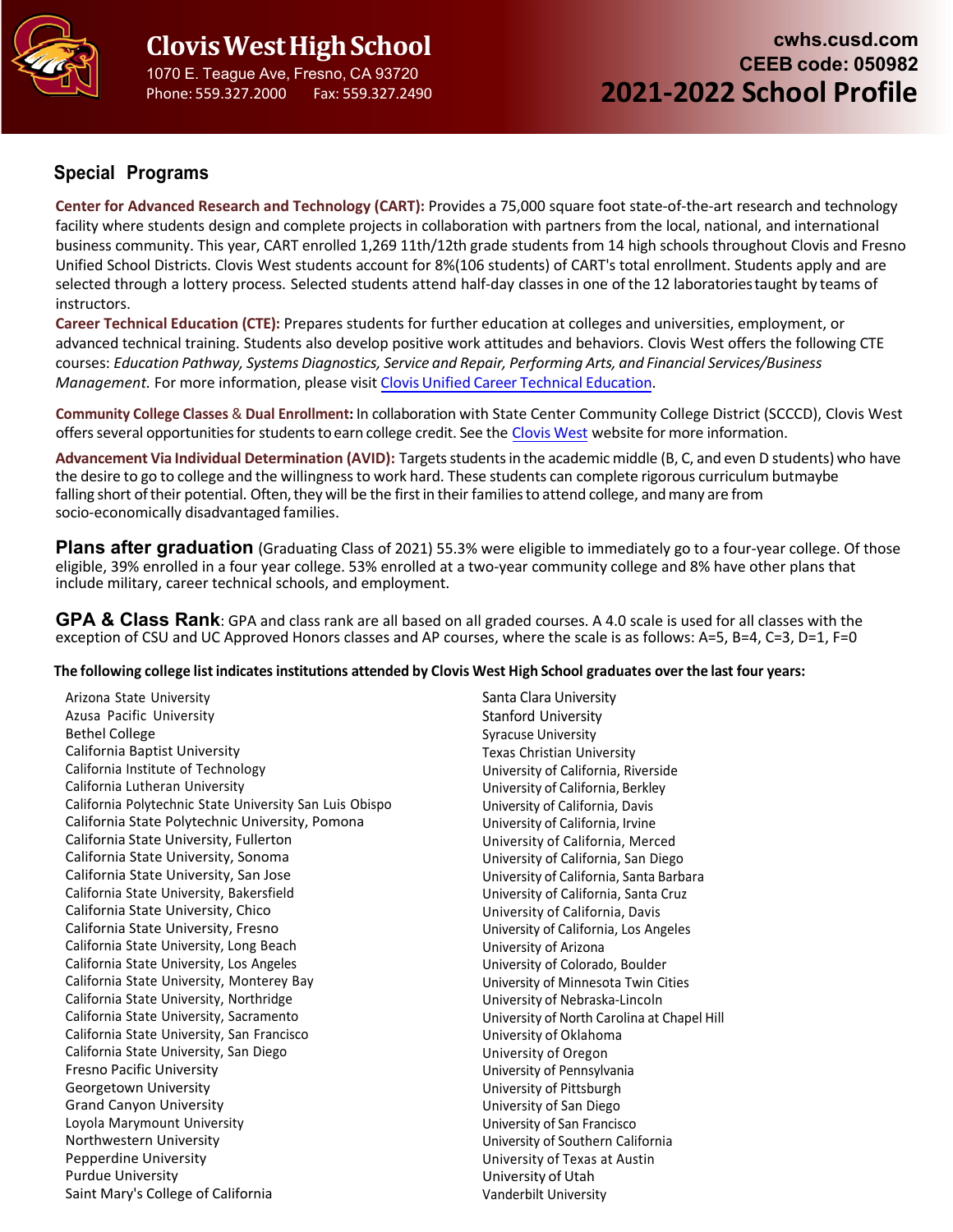# Clovis West High School

1070 E. Teague Ave, Fresno, CA 93720
Phone: 559.327.2000 Fax: 559.327.2490

cwhs.cusd.com
CEEB code: 050982

**2021-2022 School Profile**

## Special Programs

**Center for Advanced Research and Technology (CART):** Provides a 75,000 square foot state-of-the-art research and technology facility where students design and complete projects in collaboration with partners from the local, national, and international business community. This year, CART enrolled 1,269 11th/12th grade students from 14 high schools throughout Clovis and Fresno Unified School Districts. Clovis West students account for 8%(106 students) of CART's total enrollment. Students apply and are selected through a lottery process. Selected students attend half-day classes in one of the 12 laboratories taught by teams of instructors.

**Career Technical Education (CTE):** Prepares students for further education at colleges and universities, employment, or advanced technical training. Students also develop positive work attitudes and behaviors. Clovis West offers the following CTE courses: *Education Pathway, Systems Diagnostics, Service and Repair, Performing Arts, and Financial Services/Business Management.* For more information, please visit Clovis Unified Career Technical Education.

**Community College Classes & Dual Enrollment:** In collaboration with State Center Community College District (SCCCD), Clovis West offers several opportunities for students to earn college credit. See the Clovis West website for more information.

**Advancement Via Individual Determination (AVID):** Targets students in the academic middle (B, C, and even D students) who have the desire to go to college and the willingness to work hard. These students can complete rigorous curriculum butmaybe falling short of their potential. Often, they will be the first in their families to attend college, and many are from socio-economically disadvantaged families.

## Plans after graduation

(Graduating Class of 2021) 55.3% were eligible to immediately go to a four-year college. Of those eligible, 39% enrolled in a four year college. 53% enrolled at a two-year community college and 8% have other plans that include military, career technical schools, and employment.

## GPA & Class Rank

GPA and class rank are all based on all graded courses. A 4.0 scale is used for all classes with the exception of CSU and UC Approved Honors classes and AP courses, where the scale is as follows: A=5, B=4, C=3, D=1, F=0

**The following college list indicates institutions attended by Clovis West High School graduates over the last four years:**

- Arizona State University
- Azusa Pacific University
- Bethel College
- California Baptist University
- California Institute of Technology
- California Lutheran University
- California Polytechnic State University San Luis Obispo
- California State Polytechnic University, Pomona
- California State University, Fullerton
- California State University, Sonoma
- California State University, San Jose
- California State University, Bakersfield
- California State University, Chico
- California State University, Fresno
- California State University, Long Beach
- California State University, Los Angeles
- California State University, Monterey Bay
- California State University, Northridge
- California State University, Sacramento
- California State University, San Francisco
- California State University, San Diego
- Fresno Pacific University
- Georgetown University
- Grand Canyon University
- Loyola Marymount University
- Northwestern University
- Pepperdine University
- Purdue University
- Saint Mary's College of California
- Santa Clara University
- Stanford University
- Syracuse University
- Texas Christian University
- University of California, Riverside
- University of California, Berkley
- University of California, Davis
- University of California, Irvine
- University of California, Merced
- University of California, San Diego
- University of California, Santa Barbara
- University of California, Santa Cruz
- University of California, Davis
- University of California, Los Angeles
- University of Arizona
- University of Colorado, Boulder
- University of Minnesota Twin Cities
- University of Nebraska-Lincoln
- University of North Carolina at Chapel Hill
- University of Oklahoma
- University of Oregon
- University of Pennsylvania
- University of Pittsburgh
- University of San Diego
- University of San Francisco
- University of Southern California
- University of Texas at Austin
- University of Utah
- Vanderbilt University